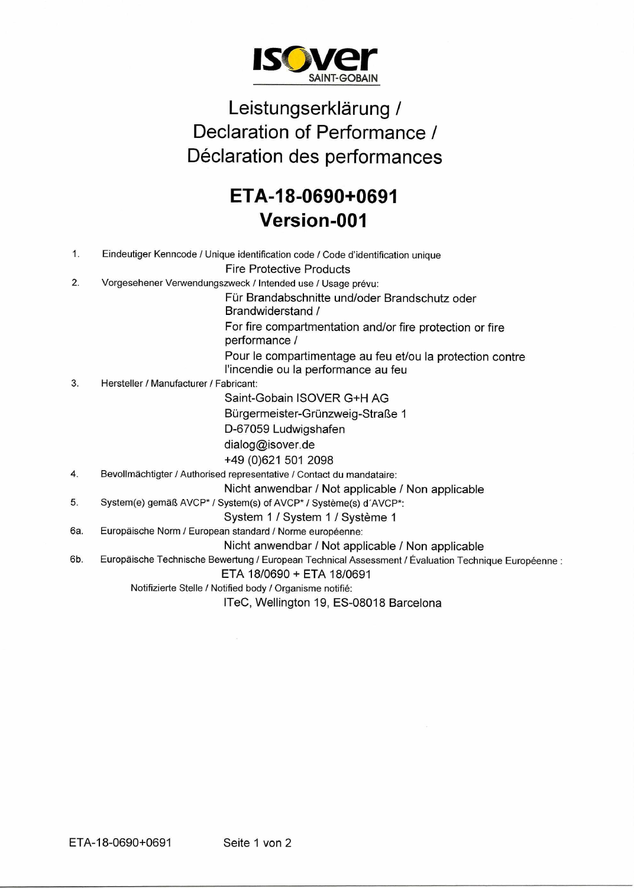ISOVER SAINT-GOBAIN

# Leistungserklärung / Declaration of Performance / Déclaration des performances

## ETA-18-0690+0691 Version-001

1. Eindeutiger Kenncode / Unique identification code / Code d'identification unique

   Fire Protective Products

2. Vorgesehener Verwendungszweck / Intended use / Usage prévu:

   Für Brandabschnitte und/oder Brandschutz oder Brandwiderstand /

   For fire compartmentation and/or fire protection or fire performance /

   Pour le compartimentage au feu et/ou la protection contre l'incendie ou la performance au feu

3. Hersteller / Manufacturer / Fabricant:

   Saint-Gobain ISOVER G+H AG
   Bürgermeister-Grünzweig-Straße 1
   D-67059 Ludwigshafen
   dialog@isover.de
   +49 (0)621 501 2098

4. Bevollmächtigter / Authorised representative / Contact du mandataire:

   Nicht anwendbar / Not applicable / Non applicable

5. System(e) gemäß AVCP* / System(s) of AVCP* / Système(s) d´AVCP*:

   System 1 / System 1 / Système 1

6a. Europäische Norm / European standard / Norme européenne:

   Nicht anwendbar / Not applicable / Non applicable

6b. Europäische Technische Bewertung / European Technical Assessment / Évaluation Technique Européenne :

   ETA 18/0690 + ETA 18/0691

   Notifizierte Stelle / Notified body / Organisme notifié:

   ITeC, Wellington 19, ES-08018 Barcelona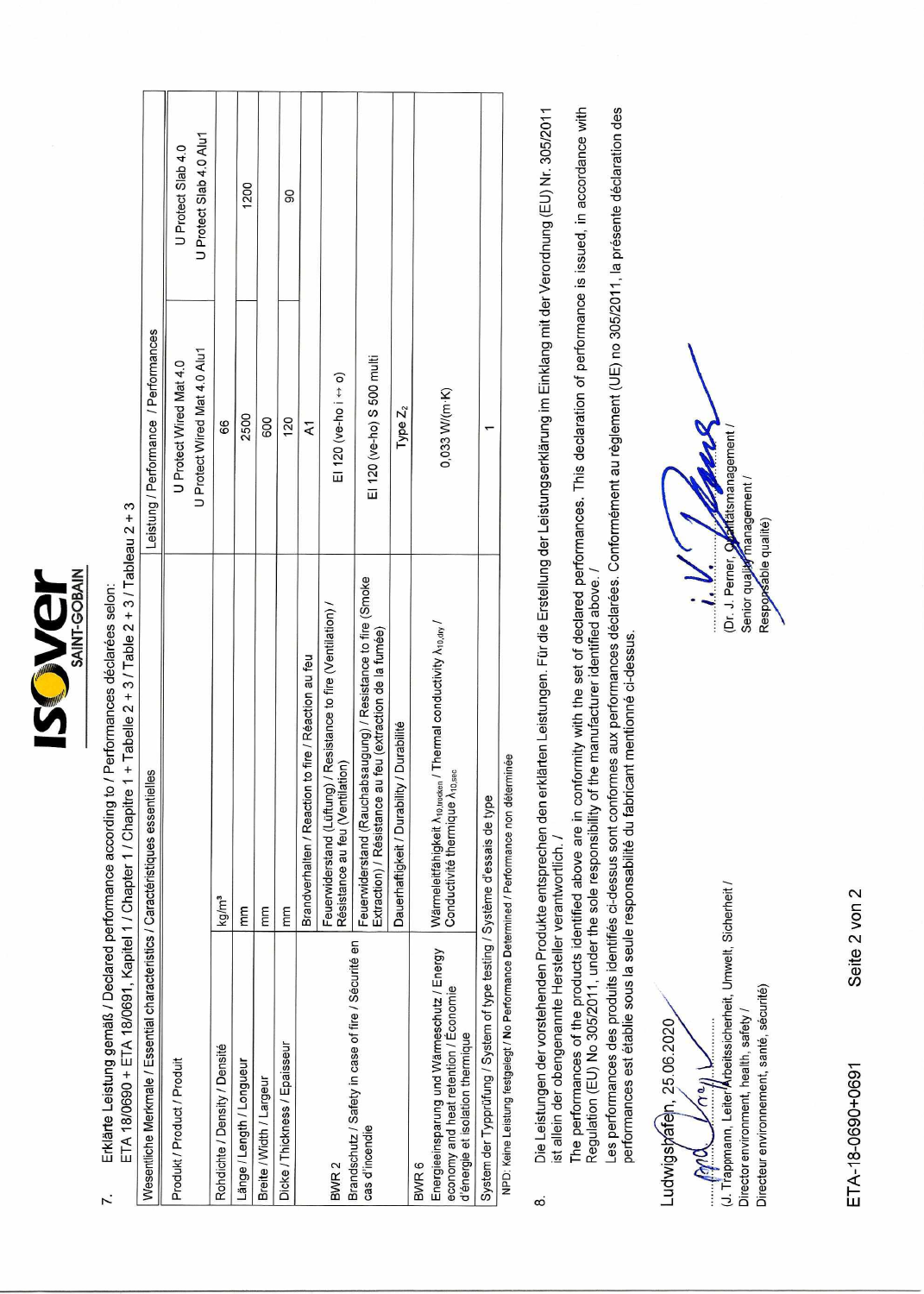**ISOVER** SAINT-GOBAIN

7. Erklärte Leistung gemäß / Declared performance according to / Performances déclarées selon:
ETA 18/0690 + ETA 18/0691, Kapitel 1 / Chapter 1 / Chapitre 1 + Tabelle 2 + 3 / Table 2 + 3 / Tableau 2 + 3

| Wesentliche Merkmale / Essential characteristics / Caractéristiques essentielles | | | Leistung / Performance / Performances | |
|---|---|---|---|---|
| Produkt / Product / Produit | | | U Protect Wired Mat 4.0<br>U Protect Wired Mat 4.0 Alu1 | U Protect Slab 4.0<br>U Protect Slab 4.0 Alu1 |
| Rohdichte / Density / Densité | kg/m³ | | 66 | |
| Länge / Length / Longueur | mm | | 2500 | 1200 |
| Breite / Width / Largeur | mm | | 600 | |
| Dicke / Thickness / Epaisseur | mm | | 120 | 90 |
| BWR 2<br>Brandschutz / Safety in case of fire / Sécurité en cas d'incendie | Brandverhalten / Reaction to fire / Réaction au feu | | A1 | |
| | Feuerwiderstand (Lüftung) / Resistance to fire (Ventilation) / Résistance au feu (Ventilation) | | EI 120 (ve-ho i ↔ o) | |
| | Feuerwiderstand (Rauchabsaugung) / Resistance to fire (Smoke Extraction) / Résistance au feu (extraction de la fumée) | | EI 120 (ve-ho) S 500 multi | |
| | Dauerhaftigkeit / Durability / Durabilité | | Type $Z_2$ | |
| BWR 6<br>Energieeinsparung und Wärmeschutz / Energy economy and heat retention / Economie d'énergie et isolation thermique | Wärmeleitfähigkeit $\lambda_{10,trocken}$ / Thermal conductivity $\lambda_{10,dry}$ / Conductivité thermique $\lambda_{10,sec}$ | | 0,033 W/(m·K) | |
| System der Typprüfung / System of type testing / Système d'essais de type | | | 1 | |

NPD: Keine Leistung festgelegt / No Performance Determined / Performance non déterminée

8. Die Leistungen der vorstehenden Produkte entsprechen den erklärten Leistungen. Für die Erstellung der Leistungserklärung im Einklang mit der Verordnung (EU) Nr. 305/2011 ist allein der obengenannte Hersteller verantwortlich. /
The performances of the products identified above are in conformity with the set of declared performances. This declaration of performance is issued, in accordance with Regulation (EU) No 305/2011, under the sole responsibility of the manufacturer identified above. /
Les performances des produits identifiés ci-dessus sont conformes aux performances déclarées. Conformément au règlement (UE) no 305/2011, la présente déclaration des performances est établie sous la seule responsabilité du fabricant mentionné ci-dessus.

Ludwigshafen, 25.06.2020

(J. Trappmann, Leiter Arbeitssicherheit, Umwelt, Sicherheit / Director environment, health, safety / Directeur environnement, santé, sécurité)

i. V. (Dr. J. Perner, Qualitätsmanagement / Senior quality management / Responsable qualité)

ETA-18-0690+0691